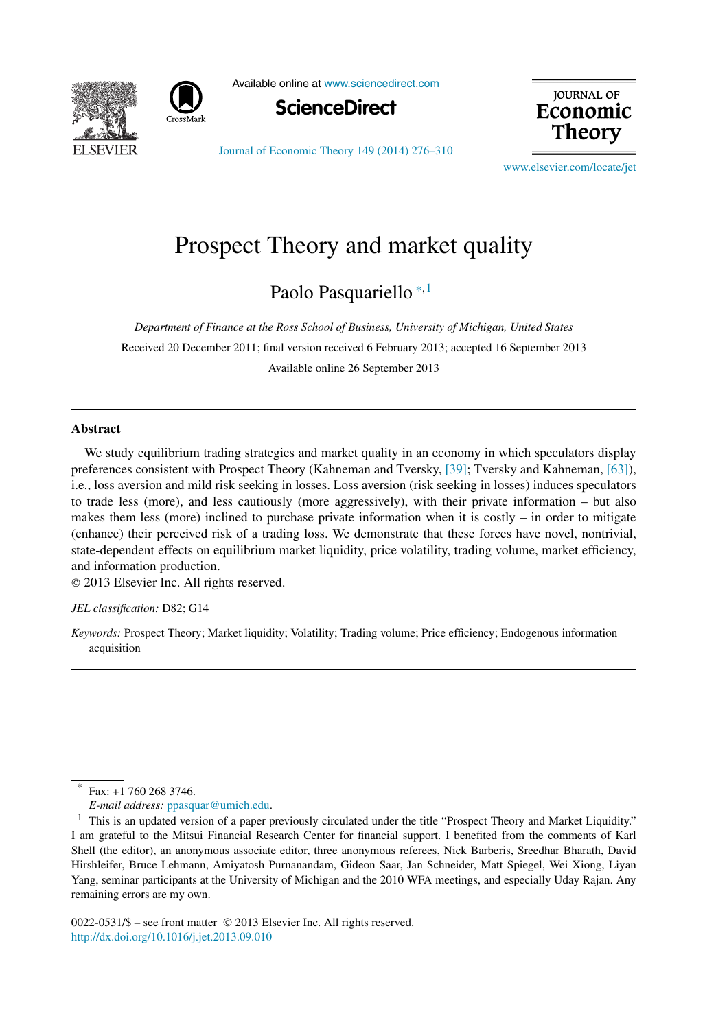# Prospect Theory and market quality

Paolo Pasquariello [*,1]

*Department of Finance at the Ross School of Business, University of Michigan, United States*

Received 20 December 2011; final version received 6 February 2013; accepted 16 September 2013

Available online 26 September 2013

## Abstract

We study equilibrium trading strategies and market quality in an economy in which speculators display preferences consistent with Prospect Theory (Kahneman and Tversky, [39]; Tversky and Kahneman, [63]), i.e., loss aversion and mild risk seeking in losses. Loss aversion (risk seeking in losses) induces speculators to trade less (more), and less cautiously (more aggressively), with their private information – but also makes them less (more) inclined to purchase private information when it is costly – in order to mitigate (enhance) their perceived risk of a trading loss. We demonstrate that these forces have novel, nontrivial, state-dependent effects on equilibrium market liquidity, price volatility, trading volume, market efficiency, and information production.

© 2013 Elsevier Inc. All rights reserved.

*JEL classification:* D82; G14

*Keywords:* Prospect Theory; Market liquidity; Volatility; Trading volume; Price efficiency; Endogenous information acquisition

---

[*] Fax: +1 760 268 3746.
*E-mail address:* ppasquar@umich.edu.

[1] This is an updated version of a paper previously circulated under the title "Prospect Theory and Market Liquidity." I am grateful to the Mitsui Financial Research Center for financial support. I benefited from the comments of Karl Shell (the editor), an anonymous associate editor, three anonymous referees, Nick Barberis, Sreedhar Bharath, David Hirshleifer, Bruce Lehmann, Amiyatosh Purnanandam, Gideon Saar, Jan Schneider, Matt Spiegel, Wei Xiong, Liyan Yang, seminar participants at the University of Michigan and the 2010 WFA meetings, and especially Uday Rajan. Any remaining errors are my own.

0022-0531/$ – see front matter © 2013 Elsevier Inc. All rights reserved.
http://dx.doi.org/10.1016/j.jet.2013.09.010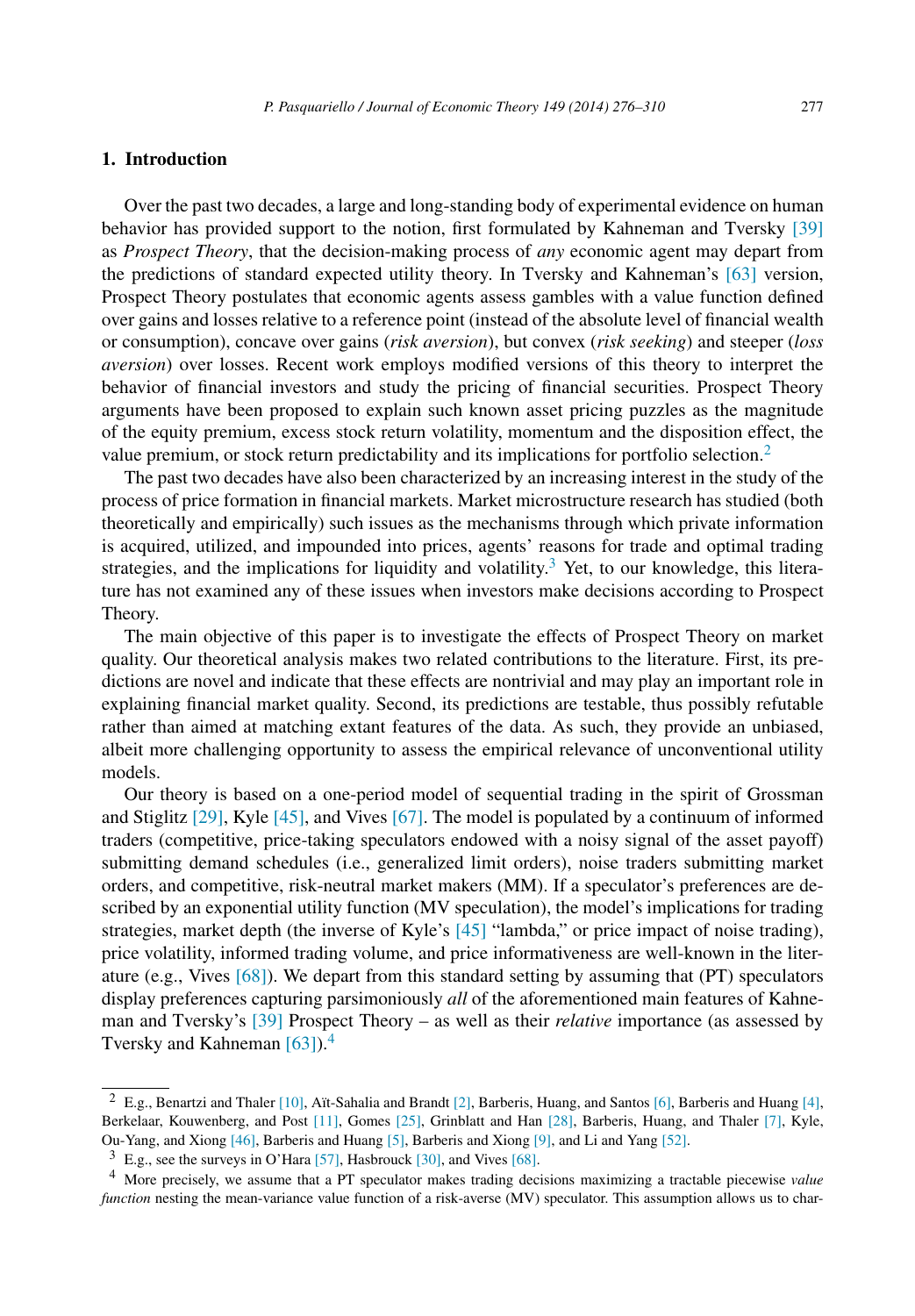## 1. Introduction

Over the past two decades, a large and long-standing body of experimental evidence on human behavior has provided support to the notion, first formulated by Kahneman and Tversky [39] as *Prospect Theory*, that the decision-making process of *any* economic agent may depart from the predictions of standard expected utility theory. In Tversky and Kahneman's [63] version, Prospect Theory postulates that economic agents assess gambles with a value function defined over gains and losses relative to a reference point (instead of the absolute level of financial wealth or consumption), concave over gains (*risk aversion*), but convex (*risk seeking*) and steeper (*loss aversion*) over losses. Recent work employs modified versions of this theory to interpret the behavior of financial investors and study the pricing of financial securities. Prospect Theory arguments have been proposed to explain such known asset pricing puzzles as the magnitude of the equity premium, excess stock return volatility, momentum and the disposition effect, the value premium, or stock return predictability and its implications for portfolio selection.[2]

The past two decades have also been characterized by an increasing interest in the study of the process of price formation in financial markets. Market microstructure research has studied (both theoretically and empirically) such issues as the mechanisms through which private information is acquired, utilized, and impounded into prices, agents' reasons for trade and optimal trading strategies, and the implications for liquidity and volatility.[3] Yet, to our knowledge, this literature has not examined any of these issues when investors make decisions according to Prospect Theory.

The main objective of this paper is to investigate the effects of Prospect Theory on market quality. Our theoretical analysis makes two related contributions to the literature. First, its predictions are novel and indicate that these effects are nontrivial and may play an important role in explaining financial market quality. Second, its predictions are testable, thus possibly refutable rather than aimed at matching extant features of the data. As such, they provide an unbiased, albeit more challenging opportunity to assess the empirical relevance of unconventional utility models.

Our theory is based on a one-period model of sequential trading in the spirit of Grossman and Stiglitz [29], Kyle [45], and Vives [67]. The model is populated by a continuum of informed traders (competitive, price-taking speculators endowed with a noisy signal of the asset payoff) submitting demand schedules (i.e., generalized limit orders), noise traders submitting market orders, and competitive, risk-neutral market makers (MM). If a speculator's preferences are described by an exponential utility function (MV speculation), the model's implications for trading strategies, market depth (the inverse of Kyle's [45] "lambda," or price impact of noise trading), price volatility, informed trading volume, and price informativeness are well-known in the literature (e.g., Vives [68]). We depart from this standard setting by assuming that (PT) speculators display preferences capturing parsimoniously *all* of the aforementioned main features of Kahneman and Tversky's [39] Prospect Theory – as well as their *relative* importance (as assessed by Tversky and Kahneman [63]).[4]

---

[2] E.g., Benartzi and Thaler [10], Aït-Sahalia and Brandt [2], Barberis, Huang, and Santos [6], Barberis and Huang [4], Berkelaar, Kouwenberg, and Post [11], Gomes [25], Grinblatt and Han [28], Barberis, Huang, and Thaler [7], Kyle, Ou-Yang, and Xiong [46], Barberis and Huang [5], Barberis and Xiong [9], and Li and Yang [52].

[3] E.g., see the surveys in O'Hara [57], Hasbrouck [30], and Vives [68].

[4] More precisely, we assume that a PT speculator makes trading decisions maximizing a tractable piecewise *value function* nesting the mean-variance value function of a risk-averse (MV) speculator. This assumption allows us to char-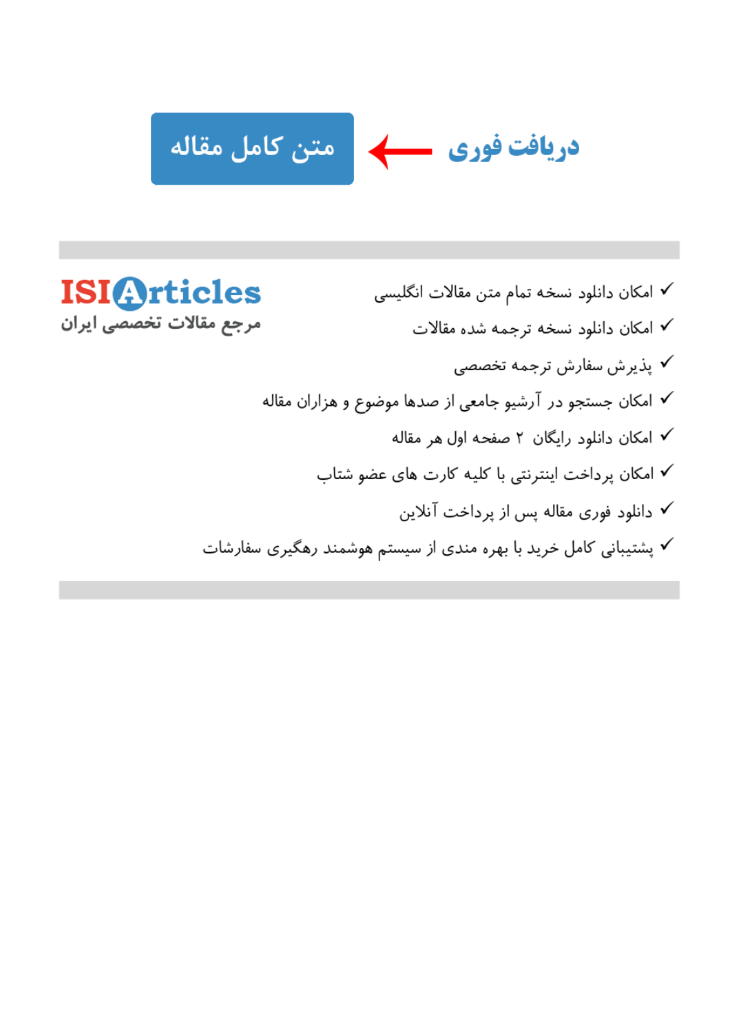دریافت فوری ← متن کامل مقاله

**ISIArticles**
مرجع مقالات تخصصی ایران

- ✓ امکان دانلود نسخه تمام متن مقالات انگلیسی
- ✓ امکان دانلود نسخه ترجمه شده مقالات
- ✓ پذیرش سفارش ترجمه تخصصی
- ✓ امکان جستجو در آرشیو جامعی از صدها موضوع و هزاران مقاله
- ✓ امکان دانلود رایگان ۲ صفحه اول هر مقاله
- ✓ امکان پرداخت اینترنتی با کلیه کارت های عضو شتاب
- ✓ دانلود فوری مقاله پس از پرداخت آنلاین
- ✓ پشتیبانی کامل خرید با بهره مندی از سیستم هوشمند رهگیری سفارشات